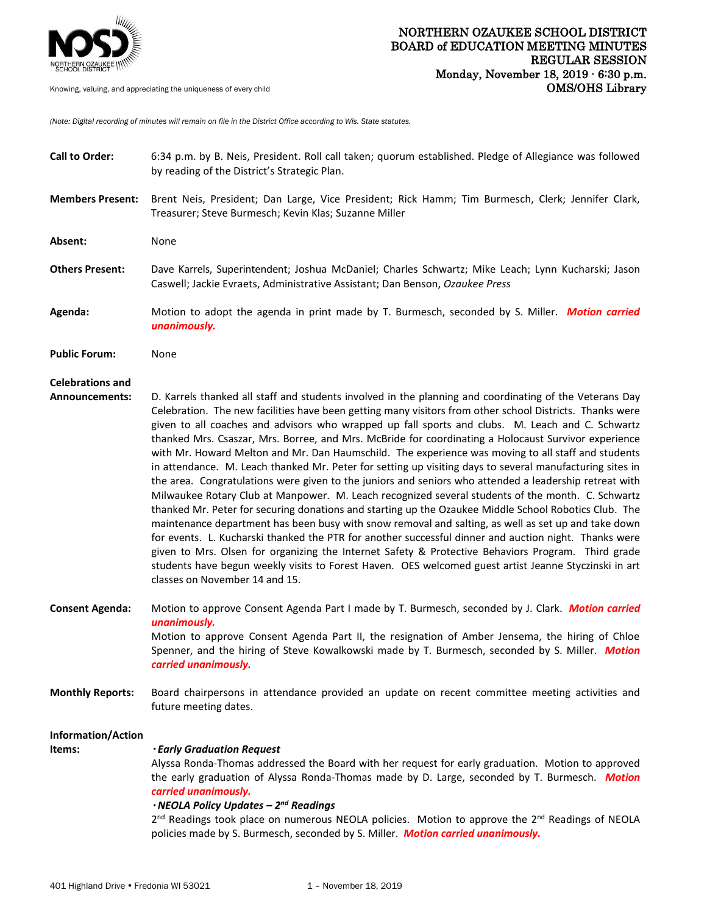NORTHERN OZAUKEE SCHOOL DISTRICT
BOARD of EDUCATION MEETING MINUTES
REGULAR SESSION
Monday, November 18, 2019 · 6:30 p.m.
OMS/OHS Library

Knowing, valuing, and appreciating the uniqueness of every child

*(Note: Digital recording of minutes will remain on file in the District Office according to Wis. State statutes.*

**Call to Order:** 6:34 p.m. by B. Neis, President. Roll call taken; quorum established. Pledge of Allegiance was followed by reading of the District's Strategic Plan.

**Members Present:** Brent Neis, President; Dan Large, Vice President; Rick Hamm; Tim Burmesch, Clerk; Jennifer Clark, Treasurer; Steve Burmesch; Kevin Klas; Suzanne Miller

**Absent:** None

**Others Present:** Dave Karrels, Superintendent; Joshua McDaniel; Charles Schwartz; Mike Leach; Lynn Kucharski; Jason Caswell; Jackie Evraets, Administrative Assistant; Dan Benson, *Ozaukee Press*

**Agenda:** Motion to adopt the agenda in print made by T. Burmesch, seconded by S. Miller. ***Motion carried unanimously.***

**Public Forum:** None

**Celebrations and Announcements:** D. Karrels thanked all staff and students involved in the planning and coordinating of the Veterans Day Celebration. The new facilities have been getting many visitors from other school Districts. Thanks were given to all coaches and advisors who wrapped up fall sports and clubs. M. Leach and C. Schwartz thanked Mrs. Csaszar, Mrs. Borree, and Mrs. McBride for coordinating a Holocaust Survivor experience with Mr. Howard Melton and Mr. Dan Haumschild. The experience was moving to all staff and students in attendance. M. Leach thanked Mr. Peter for setting up visiting days to several manufacturing sites in the area. Congratulations were given to the juniors and seniors who attended a leadership retreat with Milwaukee Rotary Club at Manpower. M. Leach recognized several students of the month. C. Schwartz thanked Mr. Peter for securing donations and starting up the Ozaukee Middle School Robotics Club. The maintenance department has been busy with snow removal and salting, as well as set up and take down for events. L. Kucharski thanked the PTR for another successful dinner and auction night. Thanks were given to Mrs. Olsen for organizing the Internet Safety & Protective Behaviors Program. Third grade students have begun weekly visits to Forest Haven. OES welcomed guest artist Jeanne Styczinski in art classes on November 14 and 15.

**Consent Agenda:** Motion to approve Consent Agenda Part I made by T. Burmesch, seconded by J. Clark. ***Motion carried unanimously.***
Motion to approve Consent Agenda Part II, the resignation of Amber Jensema, the hiring of Chloe Spenner, and the hiring of Steve Kowalkowski made by T. Burmesch, seconded by S. Miller. ***Motion carried unanimously.***

**Monthly Reports:** Board chairpersons in attendance provided an update on recent committee meeting activities and future meeting dates.

**Information/Action Items:**

***· Early Graduation Request***
Alyssa Ronda-Thomas addressed the Board with her request for early graduation. Motion to approved the early graduation of Alyssa Ronda-Thomas made by D. Large, seconded by T. Burmesch. ***Motion carried unanimously.***

***· NEOLA Policy Updates – 2nd Readings***
2nd Readings took place on numerous NEOLA policies. Motion to approve the 2nd Readings of NEOLA policies made by S. Burmesch, seconded by S. Miller. ***Motion carried unanimously.***

401 Highland Drive • Fredonia WI 53021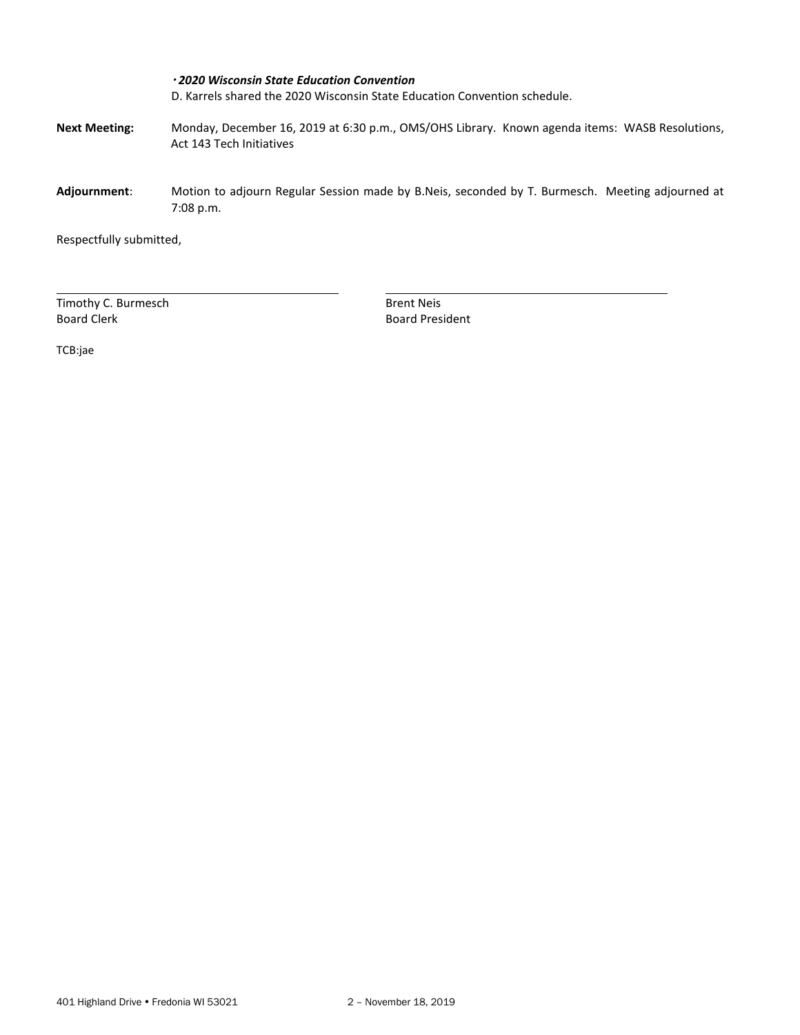· ***2020 Wisconsin State Education Convention***
D. Karrels shared the 2020 Wisconsin State Education Convention schedule.

**Next Meeting:** Monday, December 16, 2019 at 6:30 p.m., OMS/OHS Library. Known agenda items: WASB Resolutions, Act 143 Tech Initiatives

**Adjournment**: Motion to adjourn Regular Session made by B.Neis, seconded by T. Burmesch. Meeting adjourned at 7:08 p.m.

Respectfully submitted,

| | |
|---|---|
| Timothy C. Burmesch | Brent Neis |
| Board Clerk | Board President |

TCB:jae